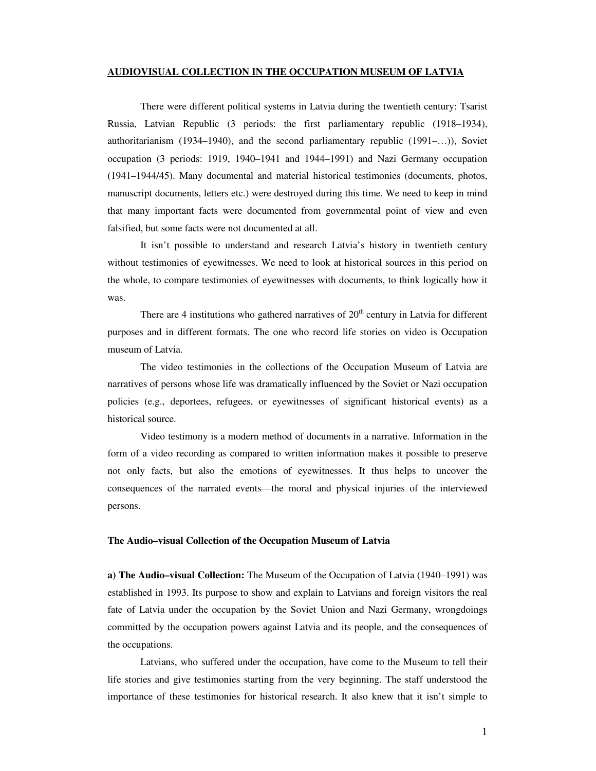# AUDIOVISUAL COLLECTION IN THE OCCUPATION MUSEUM OF LATVIA

There were different political systems in Latvia during the twentieth century: Tsarist Russia, Latvian Republic (3 periods: the first parliamentary republic (1918–1934), authoritarianism (1934–1940), and the second parliamentary republic (1991–…)), Soviet occupation (3 periods: 1919, 1940–1941 and 1944–1991) and Nazi Germany occupation (1941–1944/45). Many documental and material historical testimonies (documents, photos, manuscript documents, letters etc.) were destroyed during this time. We need to keep in mind that many important facts were documented from governmental point of view and even falsified, but some facts were not documented at all.

It isn't possible to understand and research Latvia's history in twentieth century without testimonies of eyewitnesses. We need to look at historical sources in this period on the whole, to compare testimonies of eyewitnesses with documents, to think logically how it was.

There are 4 institutions who gathered narratives of 20th century in Latvia for different purposes and in different formats. The one who record life stories on video is Occupation museum of Latvia.

The video testimonies in the collections of the Occupation Museum of Latvia are narratives of persons whose life was dramatically influenced by the Soviet or Nazi occupation policies (e.g., deportees, refugees, or eyewitnesses of significant historical events) as a historical source.

Video testimony is a modern method of documents in a narrative. Information in the form of a video recording as compared to written information makes it possible to preserve not only facts, but also the emotions of eyewitnesses. It thus helps to uncover the consequences of the narrated events—the moral and physical injuries of the interviewed persons.

## The Audio–visual Collection of the Occupation Museum of Latvia

**a) The Audio–visual Collection:** The Museum of the Occupation of Latvia (1940–1991) was established in 1993. Its purpose to show and explain to Latvians and foreign visitors the real fate of Latvia under the occupation by the Soviet Union and Nazi Germany, wrongdoings committed by the occupation powers against Latvia and its people, and the consequences of the occupations.

Latvians, who suffered under the occupation, have come to the Museum to tell their life stories and give testimonies starting from the very beginning. The staff understood the importance of these testimonies for historical research. It also knew that it isn't simple to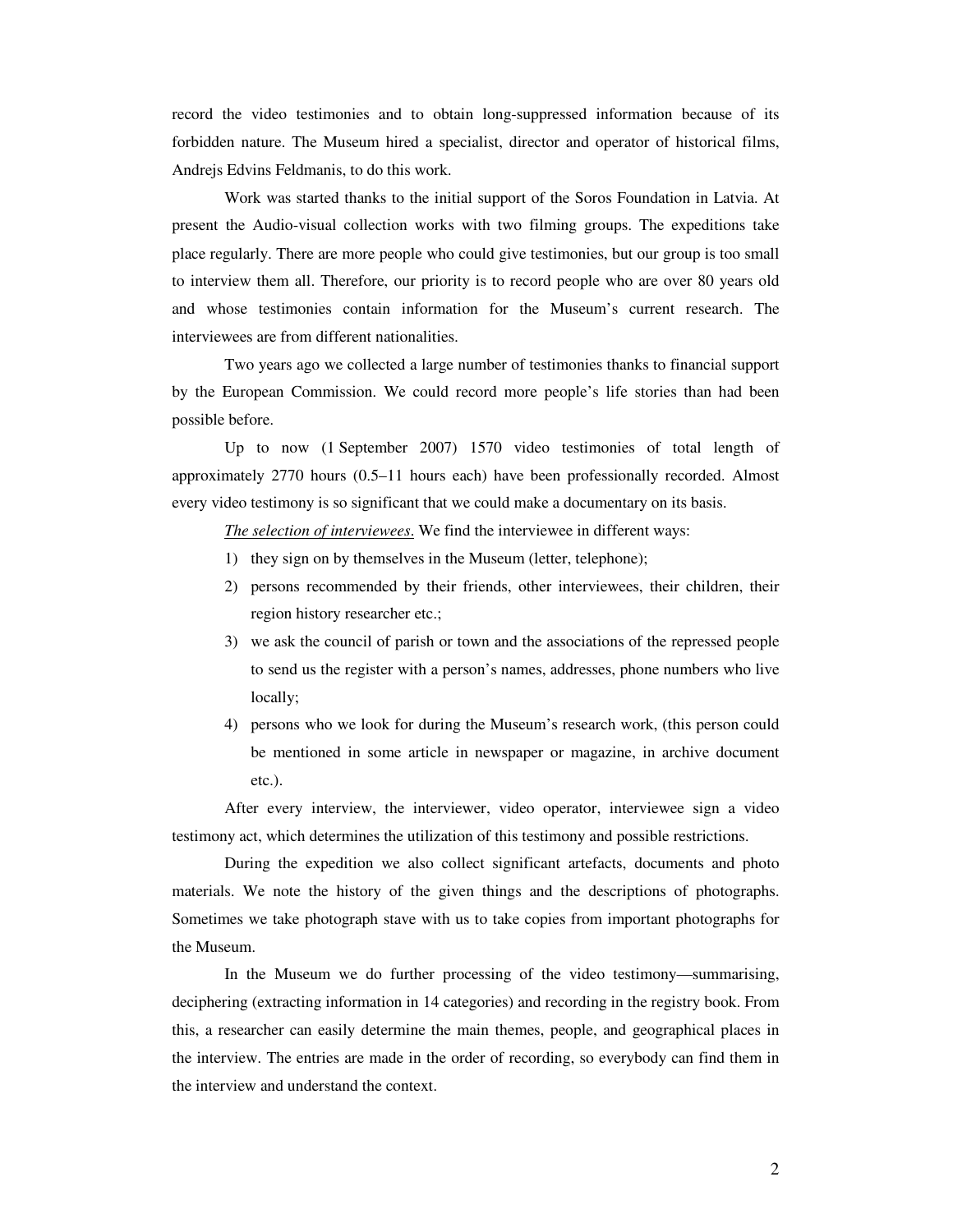record the video testimonies and to obtain long-suppressed information because of its forbidden nature. The Museum hired a specialist, director and operator of historical films, Andrejs Edvins Feldmanis, to do this work.

Work was started thanks to the initial support of the Soros Foundation in Latvia. At present the Audio-visual collection works with two filming groups. The expeditions take place regularly. There are more people who could give testimonies, but our group is too small to interview them all. Therefore, our priority is to record people who are over 80 years old and whose testimonies contain information for the Museum's current research. The interviewees are from different nationalities.

Two years ago we collected a large number of testimonies thanks to financial support by the European Commission. We could record more people's life stories than had been possible before.

Up to now (1 September 2007) 1570 video testimonies of total length of approximately 2770 hours (0.5–11 hours each) have been professionally recorded. Almost every video testimony is so significant that we could make a documentary on its basis.

*The selection of interviewees.* We find the interviewee in different ways:

1) they sign on by themselves in the Museum (letter, telephone);
2) persons recommended by their friends, other interviewees, their children, their region history researcher etc.;
3) we ask the council of parish or town and the associations of the repressed people to send us the register with a person's names, addresses, phone numbers who live locally;
4) persons who we look for during the Museum's research work, (this person could be mentioned in some article in newspaper or magazine, in archive document etc.).

After every interview, the interviewer, video operator, interviewee sign a video testimony act, which determines the utilization of this testimony and possible restrictions.

During the expedition we also collect significant artefacts, documents and photo materials. We note the history of the given things and the descriptions of photographs. Sometimes we take photograph stave with us to take copies from important photographs for the Museum.

In the Museum we do further processing of the video testimony—summarising, deciphering (extracting information in 14 categories) and recording in the registry book. From this, a researcher can easily determine the main themes, people, and geographical places in the interview. The entries are made in the order of recording, so everybody can find them in the interview and understand the context.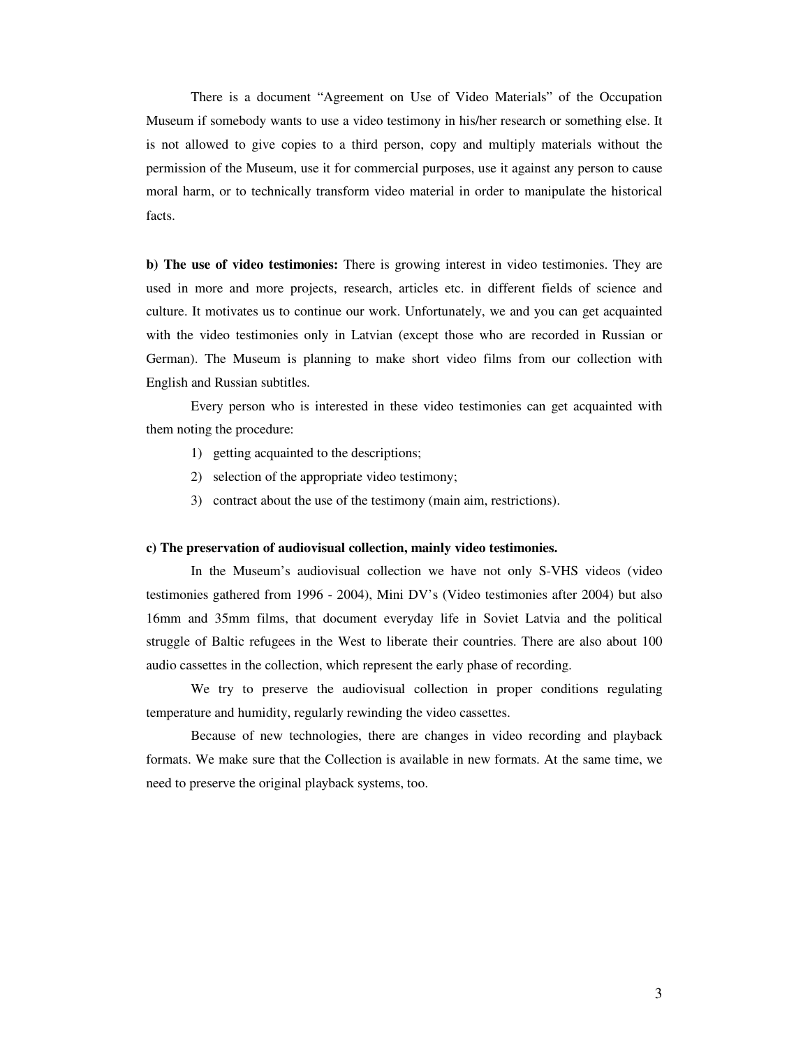There is a document "Agreement on Use of Video Materials" of the Occupation Museum if somebody wants to use a video testimony in his/her research or something else. It is not allowed to give copies to a third person, copy and multiply materials without the permission of the Museum, use it for commercial purposes, use it against any person to cause moral harm, or to technically transform video material in order to manipulate the historical facts.

**b) The use of video testimonies:** There is growing interest in video testimonies. They are used in more and more projects, research, articles etc. in different fields of science and culture. It motivates us to continue our work. Unfortunately, we and you can get acquainted with the video testimonies only in Latvian (except those who are recorded in Russian or German). The Museum is planning to make short video films from our collection with English and Russian subtitles.

Every person who is interested in these video testimonies can get acquainted with them noting the procedure:

1) getting acquainted to the descriptions;
2) selection of the appropriate video testimony;
3) contract about the use of the testimony (main aim, restrictions).

**c) The preservation of audiovisual collection, mainly video testimonies.**

In the Museum's audiovisual collection we have not only S-VHS videos (video testimonies gathered from 1996 - 2004), Mini DV's (Video testimonies after 2004) but also 16mm and 35mm films, that document everyday life in Soviet Latvia and the political struggle of Baltic refugees in the West to liberate their countries. There are also about 100 audio cassettes in the collection, which represent the early phase of recording.

We try to preserve the audiovisual collection in proper conditions regulating temperature and humidity, regularly rewinding the video cassettes.

Because of new technologies, there are changes in video recording and playback formats. We make sure that the Collection is available in new formats. At the same time, we need to preserve the original playback systems, too.